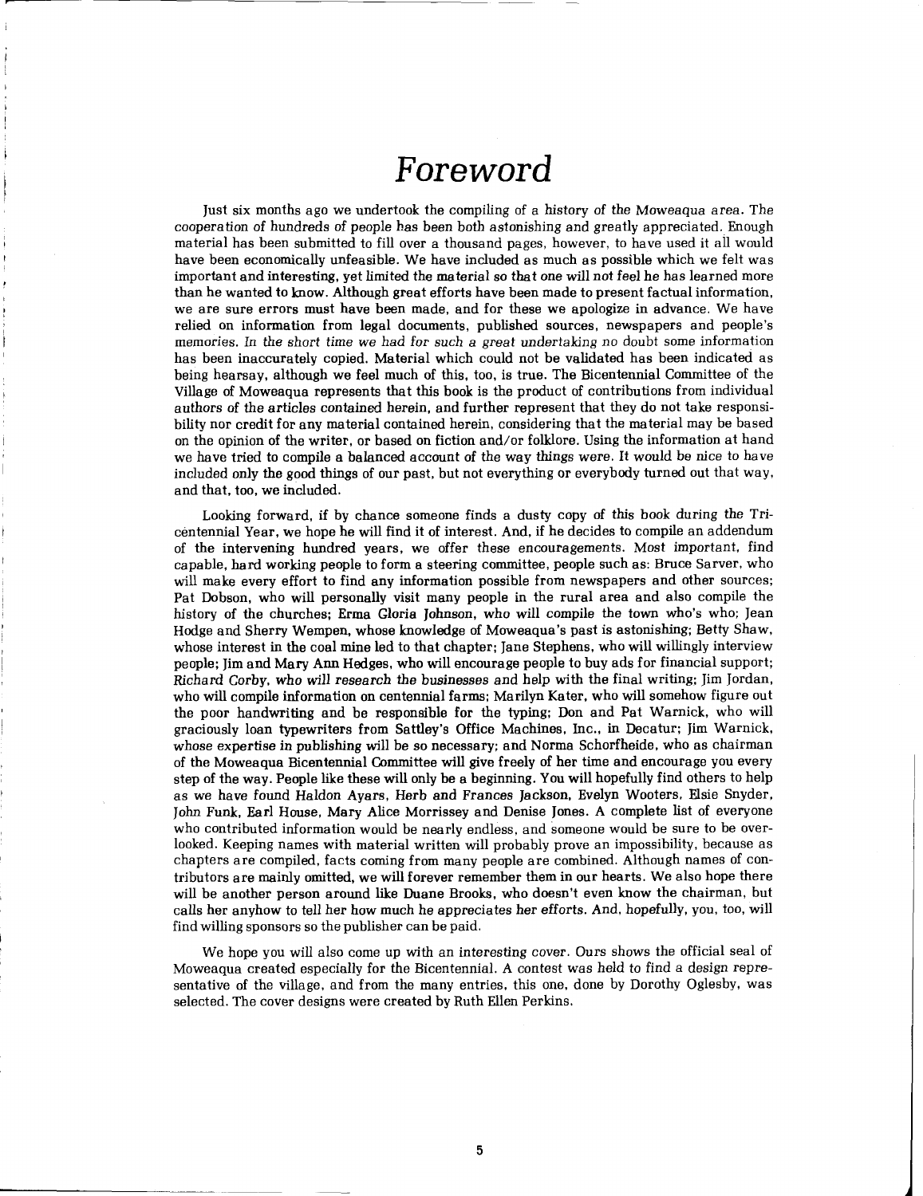# Foreword

Just six months ago we undertook the compiling of a history of the Moweaqua area. The cooperation of hundreds of people has been both astonishing and greatly appreciated. Enough material has been submitted to fill over a thousand pages, however, to have used it all would have been economically unfeasible. We have included as much as possible which we felt was important and interesting, yet limited the material so that one will not feel he has learned more than he wanted to know. Although great efforts have been made to present factual information, we are sure errors must have been made, and for these we apologize in advance. We have relied on information from legal documents, published sources, newspapers and people's memories. In the short time we had for such a great undertaking no doubt some information has been inaccurately copied. Material which could not be validated has been indicated as being hearsay, although we feel much of this, too, is true. The Bicentennial Committee of the Village of Moweaqua represents that this book is the product of contributions from individual authors of the articles contained herein, and further represent that they do not take responsibility nor credit for any material contained herein, considering that the material may be based on the opinion of the writer, or based on fiction and/or folklore. Using the information at hand we have tried to compile a balanced account of the way things were. It would be nice to have included only the good things of our past, but not everything or everybody turned out that way, and that, too, we included.

Looking forward, if by chance someone finds a dusty copy of this book during the Tricentennial Year, we hope he will find it of interest. And, if he decides to compile an addendum of the intervening hundred years, we offer these encouragements. Most important, find capable, hard working people to form a steering committee, people such as: Bruce Sarver, who will make every effort to find any information possible from newspapers and other sources; Pat Dobson, who will personally visit many people in the rural area and also compile the history of the churches; Erma Gloria Johnson, who will compile the town who's who; Jean Hodge and Sherry Wempen, whose knowledge of Moweaqua's past is astonishing; Betty Shaw, whose interest in the coal mine led to that chapter; Jane Stephens, who will willingly interview people; Jim and Mary Ann Hedges, who will encourage people to buy ads for financial support; Richard Corby, who will research the businesses and help with the final writing; Jim Jordan, who will compile information on centennial farms; Marilyn Kater, who will somehow figure out the poor handwriting and be responsible for the typing; Don and Pat Warnick, who will graciously loan typewriters from Sattley's Office Machines, Inc., in Decatur; Jim Warnick, whose expertise in publishing will be so necessary; and Norma Schorfheide, who as chairman of the Moweaqua Bicentennial Committee will give freely of her time and encourage you every step of the way. People like these will only be a beginning. You will hopefully find others to help as we have found Haldon Ayars, Herb and Frances Jackson, Evelyn Wooters, Elsie Snyder, John Funk, Earl House, Mary Alice Morrissey and Denise Jones. A complete list of everyone who contributed information would be nearly endless, and someone would be sure to be overlooked. Keeping names with material written will probably prove an impossibility, because as chapters are compiled, facts coming from many people are combined. Although names of contributors are mainly omitted, we will forever remember them in our hearts. We also hope there will be another person around like Duane Brooks, who doesn't even know the chairman, but calls her anyhow to tell her how much he appreciates her efforts. And, hopefully, you, too, will find willing sponsors so the publisher can be paid.

We hope you will also come up with an interesting cover. Ours shows the official seal of Moweaqua created especially for the Bicentennial. A contest was held to find a design representative of the village, and from the many entries, this one, done by Dorothy Oglesby, was selected. The cover designs were created by Ruth Ellen Perkins.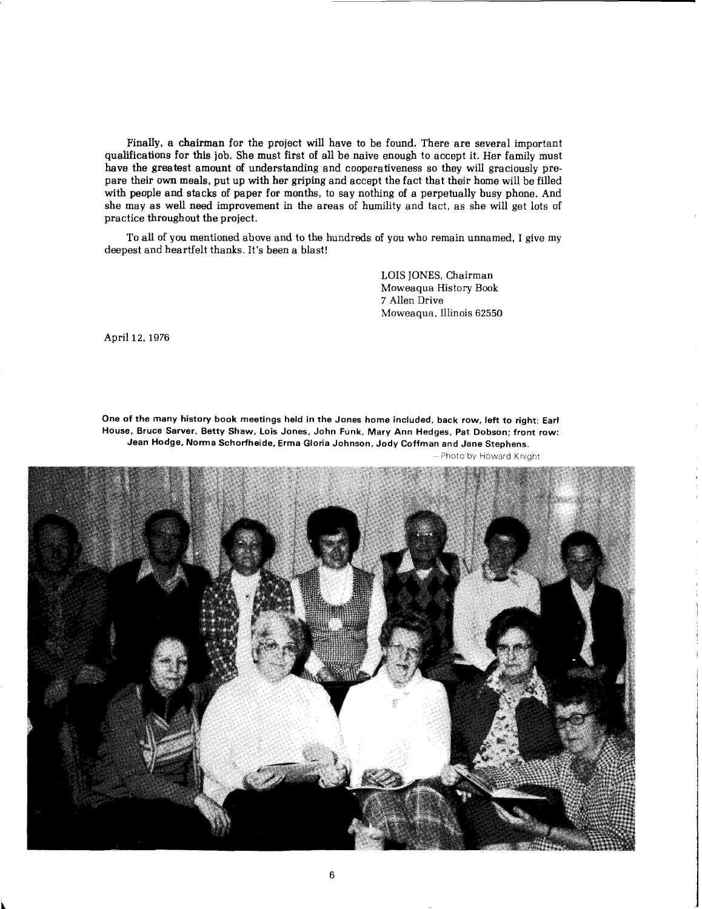Finally, a chairman for the project will have to be found. There are several important qualifications for this job. She must first of all be naive enough to accept it. Her family must have the greatest amount of understanding and cooperativeness so they will graciously prepare their own meals, put up with her griping and accept the fact that their home will be filled with people and stacks of paper for months, to say nothing of a perpetually busy phone. And she may as well need improvement in the areas of humility and tact, as she will get lots of practice throughout the project.

To all of you mentioned above and to the hundreds of you who remain unnamed, I give my deepest and heartfelt thanks. It's been a blast!

LOIS JONES, Chairman
Moweaqua History Book
7 Allen Drive
Moweaqua, Illinois 62550

April 12, 1976

**One of the many history book meetings held in the Jones home included, back row, left to right: Earl House, Bruce Sarver, Betty Shaw, Lois Jones, John Funk, Mary Ann Hedges, Pat Dobson; front row: Jean Hodge, Norma Schorfheide, Erma Gloria Johnson, Jody Coffman and Jane Stephens.**

— Photo by Howard Knight